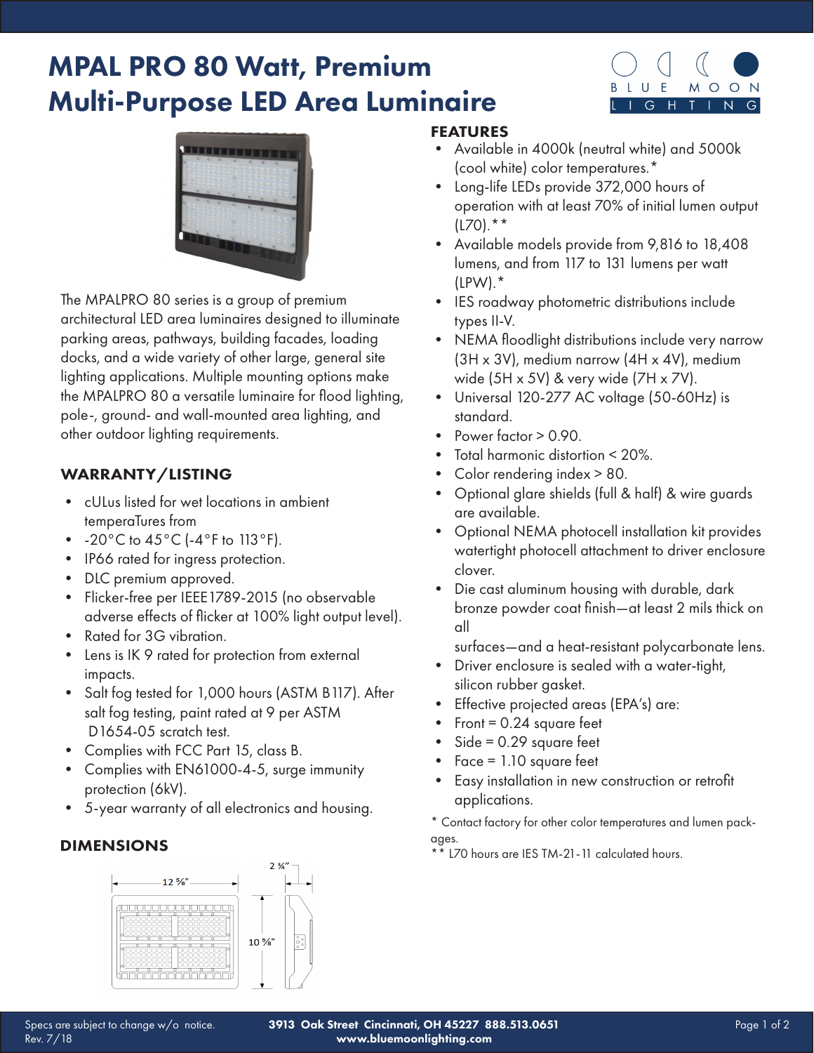# MPAL PRO 80 Watt, Premium Multi-Purpose LED Area Luminaire

The MPALPRO 80 series is a group of premium architectural LED area luminaires designed to illuminate parking areas, pathways, building facades, loading docks, and a wide variety of other large, general site lighting applications. Multiple mounting options make the MPALPRO 80 a versatile luminaire for flood lighting, pole-, ground- and wall-mounted area lighting, and other outdoor lighting requirements.

## WARRANTY/LISTING

- cULus listed for wet locations in ambient temperaTures from
- -20°C to 45°C (-4°F to 113°F).
- IP66 rated for ingress protection.
- DLC premium approved.
- Flicker-free per IEEE1789-2015 (no observable adverse effects of flicker at 100% light output level).
- Rated for 3G vibration.
- Lens is IK 9 rated for protection from external impacts.
- Salt fog tested for 1,000 hours (ASTM B117). After salt fog testing, paint rated at 9 per ASTM D1654-05 scratch test.
- Complies with FCC Part 15, class B.
- Complies with EN61000-4-5, surge immunity protection (6kV).
- 5-year warranty of all electronics and housing.

## DIMENSIONS

12 ⅝"

10 ⅝"

2 ¾"

## FEATURES

- Available in 4000k (neutral white) and 5000k (cool white) color temperatures.*
- Long-life LEDs provide 372,000 hours of operation with at least 70% of initial lumen output (L70).**
- Available models provide from 9,816 to 18,408 lumens, and from 117 to 131 lumens per watt (LPW).*
- IES roadway photometric distributions include types II-V.
- NEMA floodlight distributions include very narrow (3H x 3V), medium narrow (4H x 4V), medium wide (5H x 5V) & very wide (7H x 7V).
- Universal 120-277 AC voltage (50-60Hz) is standard.
- Power factor > 0.90.
- Total harmonic distortion < 20%.
- Color rendering index > 80.
- Optional glare shields (full & half) & wire guards are available.
- Optional NEMA photocell installation kit provides watertight photocell attachment to driver enclosure clover.
- Die cast aluminum housing with durable, dark bronze powder coat finish—at least 2 mils thick on all surfaces—and a heat-resistant polycarbonate lens.
- Driver enclosure is sealed with a water-tight, silicon rubber gasket.
- Effective projected areas (EPA's) are:
- Front = 0.24 square feet
- Side = 0.29 square feet
- Face = 1.10 square feet
- Easy installation in new construction or retrofit applications.

\* Contact factory for other color temperatures and lumen packages.
\*\* L70 hours are IES TM-21-11 calculated hours.

Specs are subject to change w/o notice.
Rev. 7/18

3913 Oak Street Cincinnati, OH 45227 888.513.0651
www.bluemoonlighting.com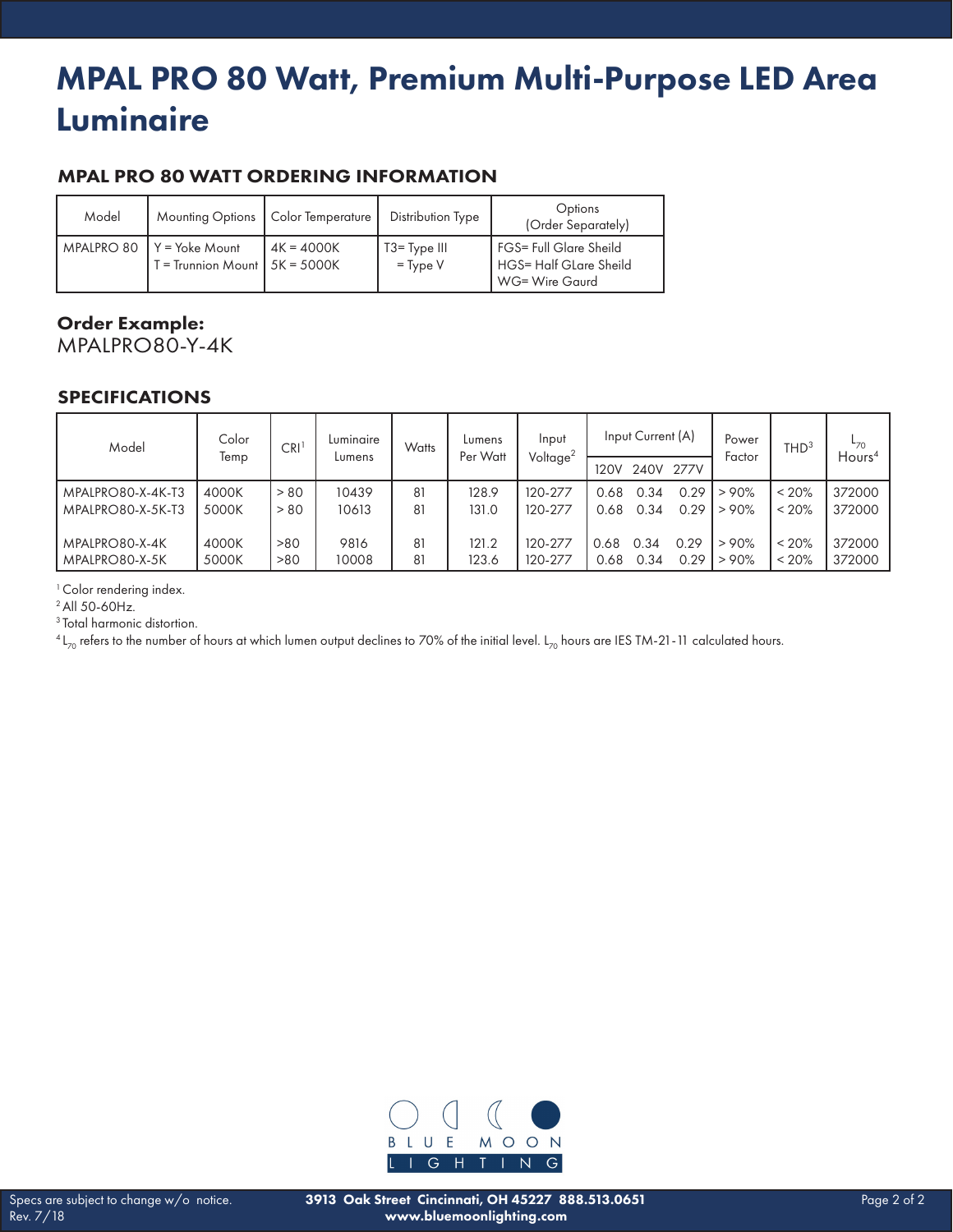# MPAL PRO 80 Watt, Premium Multi-Purpose LED Area Luminaire

## MPAL PRO 80 WATT ORDERING INFORMATION

| Model | Mounting Options | Color Temperature | Distribution Type | Options (Order Separately) |
|---|---|---|---|---|
| MPALPRO 80 | Y = Yoke Mount<br>T = Trunnion Mount | 4K = 4000K<br>5K = 5000K | T3= Type III<br>= Type V | FGS= Full Glare Sheild<br>HGS= Half GLare Sheild<br>WG= Wire Gaurd |

**Order Example:**
MPALPRO80-Y-4K

## SPECIFICATIONS

| Model | Color Temp | CRI[1] | Luminaire Lumens | Watts | Lumens Per Watt | Input Voltage[2] | Input Current (A) | | | Power Factor | THD[3] | $L_{70}$ Hours[4] |
|---|---|---|---|---|---|---|---|---|---|---|---|---|
| | | | | | | | 120V | 240V | 277V | | | |
| MPALPRO80-X-4K-T3 | 4000K | > 80 | 10439 | 81 | 128.9 | 120-277 | 0.68 | 0.34 | 0.29 | > 90% | < 20% | 372000 |
| MPALPRO80-X-5K-T3 | 5000K | > 80 | 10613 | 81 | 131.0 | 120-277 | 0.68 | 0.34 | 0.29 | > 90% | < 20% | 372000 |
| MPALPRO80-X-4K | 4000K | >80 | 9816 | 81 | 121.2 | 120-277 | 0.68 | 0.34 | 0.29 | > 90% | < 20% | 372000 |
| MPALPRO80-X-5K | 5000K | >80 | 10008 | 81 | 123.6 | 120-277 | 0.68 | 0.34 | 0.29 | > 90% | < 20% | 372000 |

[1] Color rendering index.
[2] All 50-60Hz.
[3] Total harmonic distortion.
[4] $L_{70}$ refers to the number of hours at which lumen output declines to 70% of the initial level. $L_{70}$ hours are IES TM-21-11 calculated hours.

BLUE MOON LIGHTING

Specs are subject to change w/o notice.
Rev. 7/18

**3913 Oak Street Cincinnati, OH 45227 888.513.0651**
**www.bluemoonlighting.com**